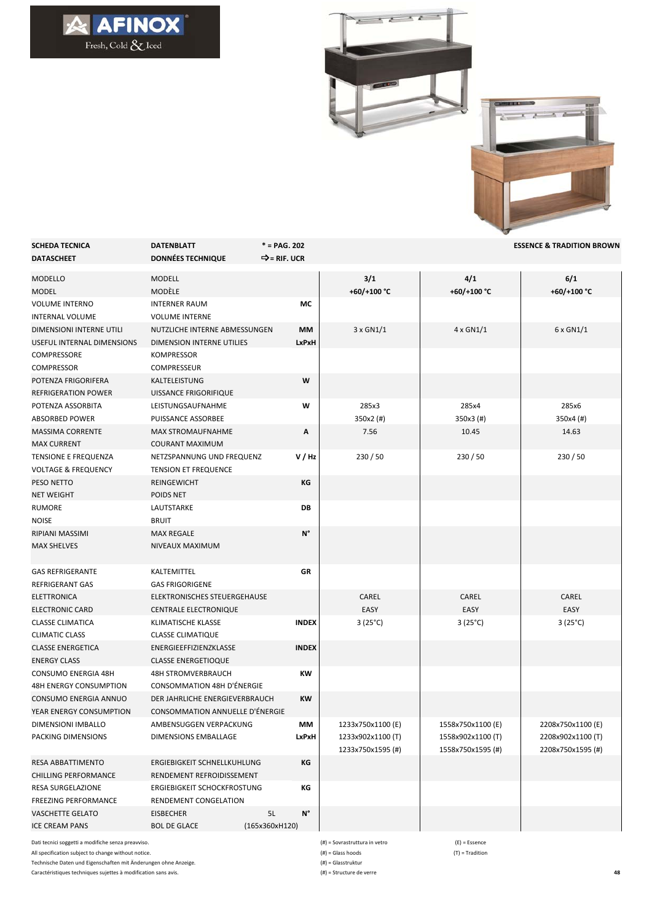AFINOX
Fresh, Cold & Iced

| SCHEDA TECNICA<br>DATASCHEET | DATENBLATT<br>DONNÉES TECHNIQUE | * = PAG. 202<br>⇨= RIF. UCR | | | ESSENCE & TRADITION BROWN |
|---|---|---|---|---|---|
| MODELLO<br>MODEL | MODELL<br>MODÈLE | | **3/1**<br>**+60/+100 °C** | **4/1**<br>**+60/+100 °C** | **6/1**<br>**+60/+100 °C** |
| VOLUME INTERNO<br>INTERNAL VOLUME | INTERNER RAUM<br>VOLUME INTERNE | **MC** | | | |
| DIMENSIONI INTERNE UTILI<br>USEFUL INTERNAL DIMENSIONS | NUTZLICHE INTERNE ABMESSUNGEN<br>DIMENSION INTERNE UTILIES | **MM**<br>**LxPxH** | 3 x GN1/1 | 4 x GN1/1 | 6 x GN1/1 |
| COMPRESSORE<br>COMPRESSOR | KOMPRESSOR<br>COMPRESSEUR | | | | |
| POTENZA FRIGORIFERA<br>REFRIGERATION POWER | KALTELEISTUNG<br>UISSANCE FRIGORIFIQUE | **W** | | | |
| POTENZA ASSORBITA<br>ABSORBED POWER | LEISTUNGSAUFNAHME<br>PUISSANCE ASSORBEE | **W** | 285x3<br>350x2 (#) | 285x4<br>350x3 (#) | 285x6<br>350x4 (#) |
| MASSIMA CORRENTE<br>MAX CURRENT | MAX STROMAUFNAHME<br>COURANT MAXIMUM | **A** | 7.56 | 10.45 | 14.63 |
| TENSIONE E FREQUENZA<br>VOLTAGE & FREQUENCY | NETZSPANNUNG UND FREQUENZ<br>TENSION ET FREQUENCE | **V / Hz** | 230 / 50 | 230 / 50 | 230 / 50 |
| PESO NETTO<br>NET WEIGHT | REINGEWICHT<br>POIDS NET | **KG** | | | |
| RUMORE<br>NOISE | LAUTSTARKE<br>BRUIT | **DB** | | | |
| RIPIANI MASSIMI<br>MAX SHELVES | MAX REGALE<br>NIVEAUX MAXIMUM | **N°** | | | |
| GAS REFRIGERANTE<br>REFRIGERANT GAS | KALTEMITTEL<br>GAS FRIGORIGENE | **GR** | | | |
| ELETTRONICA<br>ELECTRONIC CARD | ELEKTRONISCHES STEUERGEHAUSE<br>CENTRALE ELECTRONIQUE | | CAREL<br>EASY | CAREL<br>EASY | CAREL<br>EASY |
| CLASSE CLIMATICA<br>CLIMATIC CLASS | KLIMATISCHE KLASSE<br>CLASSE CLIMATIQUE | **INDEX** | 3 (25°C) | 3 (25°C) | 3 (25°C) |
| CLASSE ENERGETICA<br>ENERGY CLASS | ENERGIEEFFIZIENZKLASSE<br>CLASSE ENERGETIOQUE | **INDEX** | | | |
| CONSUMO ENERGIA 48H<br>48H ENERGY CONSUMPTION | 48H STROMVERBRAUCH<br>CONSOMMATION 48H D'ÉNERGIE | **KW** | | | |
| CONSUMO ENERGIA ANNUO<br>YEAR ENERGY CONSUMPTION | DER JAHRLICHE ENERGIEVERBRAUCH<br>CONSOMMATION ANNUELLE D'ÉNERGIE | **KW** | | | |
| DIMENSIONI IMBALLO<br>PACKING DIMENSIONS | AMBENSUGGEN VERPACKUNG<br>DIMENSIONS EMBALLAGE | **MM**<br>**LxPxH** | 1233x750x1100 (E)<br>1233x902x1100 (T)<br>1233x750x1595 (#) | 1558x750x1100 (E)<br>1558x902x1100 (T)<br>1558x750x1595 (#) | 2208x750x1100 (E)<br>2208x902x1100 (T)<br>2208x750x1595 (#) |
| RESA ABBATTIMENTO<br>CHILLING PERFORMANCE | ERGIEBIGKEIT SCHNELLKUHLUNG<br>RENDEMENT REFROIDISSEMENT | **KG** | | | |
| RESA SURGELAZIONE<br>FREEZING PERFORMANCE | ERGIEBIGKEIT SCHOCKFROSTUNG<br>RENDEMENT CONGELATION | **KG** | | | |
| VASCHETTE GELATO<br>ICE CREAM PANS | EISBECHER 5L<br>BOL DE GLACE (165x360xH120) | **N°** | | | |

Dati tecnici soggetti a modifiche senza preavviso.
All specification subject to change without notice.
Technische Daten und Eigenschaften mit Änderungen ohne Anzeige.
Caractéristiques techniques sujettes à modification sans avis.

(#) = Sovrastruttura in vetro
(#) = Glass hoods
(#) = Glasstruktur
(#) = Structure de verre

(E) = Essence
(T) = Tradition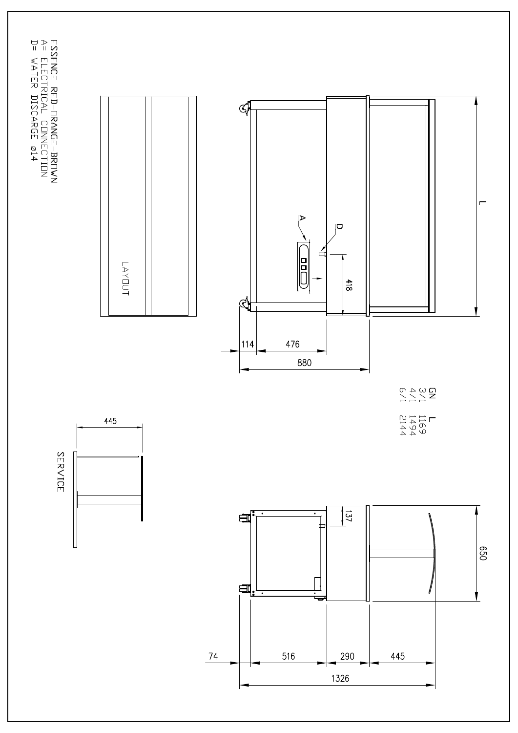ESSENCE RED-ORANGE-BROWN
A= ELECTRICAL CONNECTION
D= WATER DISCARGE ø14

LAYOUT

SERVICE

445

A

D

418

L

114 476

880

| GN | L |
|---|---|
| 3/1 | 1169 |
| 4/1 | 1494 |
| 6/1 | 2144 |

137

650

74 516 290 445

1326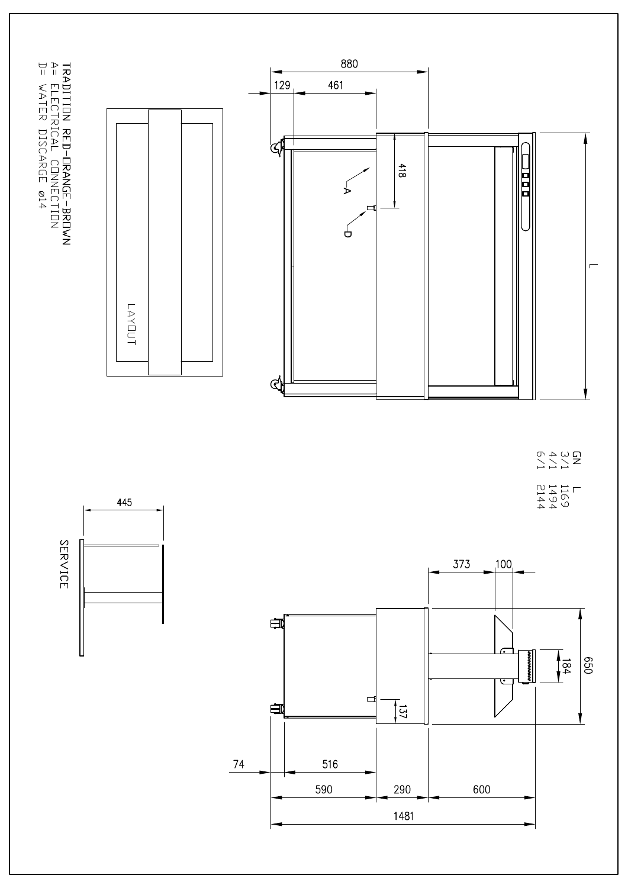TRADITION RED-ORANGE-BROWN

A= ELECTRICAL CONNECTION

D= WATER DISCARGE ø14

LAYOUT

880

129

461

418

A

D

L

| GN | L |
|---|---|
| 3/1 | 1169 |
| 4/1 | 1494 |
| 6/1 | 2144 |

445

SERVICE

373

100

184

650

137

74

516

590

290

600

1481